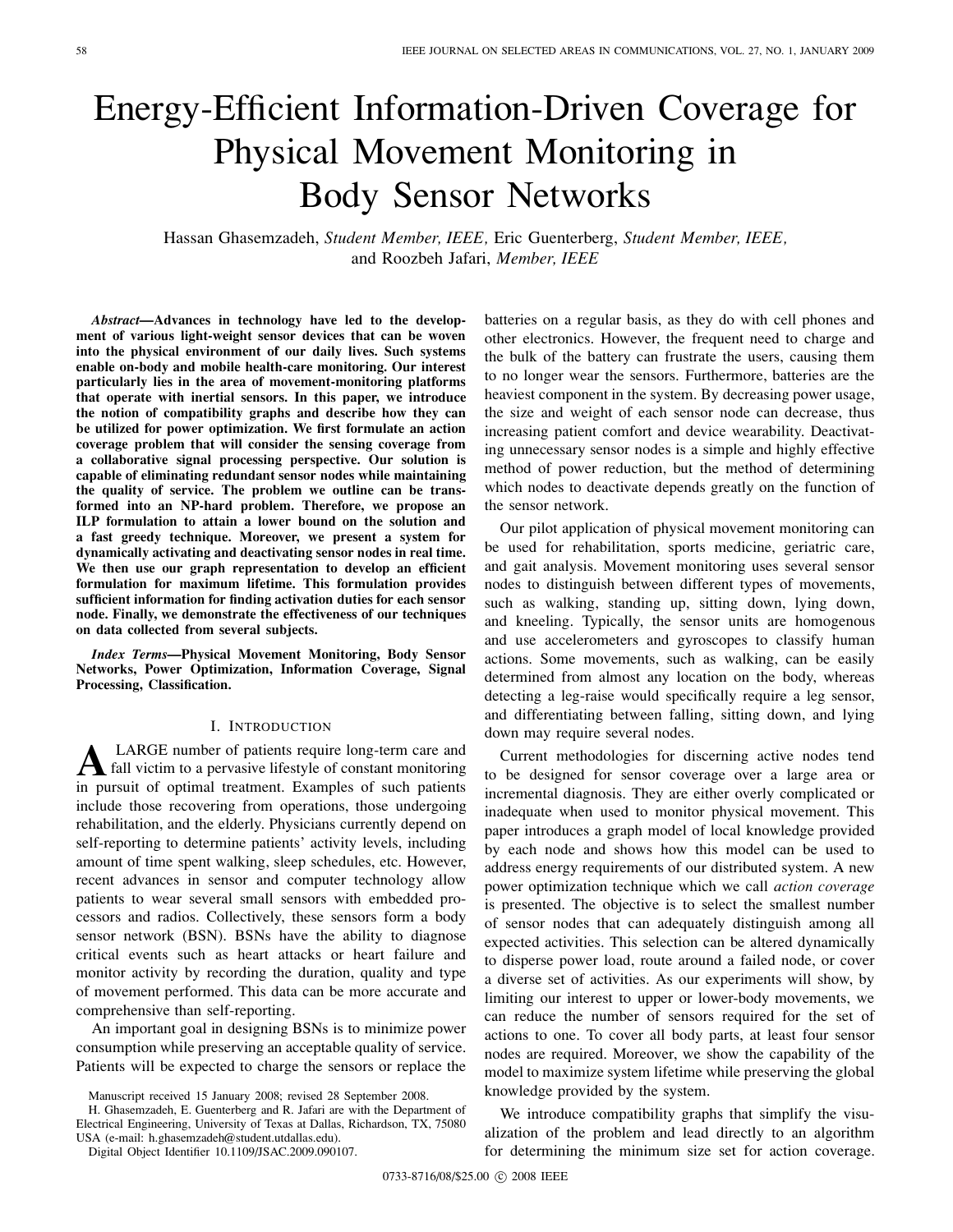# Energy-Efficient Information-Driven Coverage for Physical Movement Monitoring in Body Sensor Networks

Hassan Ghasemzadeh, *Student Member, IEEE,* Eric Guenterberg, *Student Member, IEEE,* and Roozbeh Jafari, *Member, IEEE*

***Abstract*—Advances in technology have led to the development of various light-weight sensor devices that can be woven into the physical environment of our daily lives. Such systems enable on-body and mobile health-care monitoring. Our interest particularly lies in the area of movement-monitoring platforms that operate with inertial sensors. In this paper, we introduce the notion of compatibility graphs and describe how they can be utilized for power optimization. We first formulate an action coverage problem that will consider the sensing coverage from a collaborative signal processing perspective. Our solution is capable of eliminating redundant sensor nodes while maintaining the quality of service. The problem we outline can be transformed into an NP-hard problem. Therefore, we propose an ILP formulation to attain a lower bound on the solution and a fast greedy technique. Moreover, we present a system for dynamically activating and deactivating sensor nodes in real time. We then use our graph representation to develop an efficient formulation for maximum lifetime. This formulation provides sufficient information for finding activation duties for each sensor node. Finally, we demonstrate the effectiveness of our techniques on data collected from several subjects.**

***Index Terms*—Physical Movement Monitoring, Body Sensor Networks, Power Optimization, Information Coverage, Signal Processing, Classification.**

## I. Introduction

A large number of patients require long-term care and fall victim to a pervasive lifestyle of constant monitoring in pursuit of optimal treatment. Examples of such patients include those recovering from operations, those undergoing rehabilitation, and the elderly. Physicians currently depend on self-reporting to determine patients' activity levels, including amount of time spent walking, sleep schedules, etc. However, recent advances in sensor and computer technology allow patients to wear several small sensors with embedded processors and radios. Collectively, these sensors form a body sensor network (BSN). BSNs have the ability to diagnose critical events such as heart attacks or heart failure and monitor activity by recording the duration, quality and type of movement performed. This data can be more accurate and comprehensive than self-reporting.

An important goal in designing BSNs is to minimize power consumption while preserving an acceptable quality of service. Patients will be expected to charge the sensors or replace the batteries on a regular basis, as they do with cell phones and other electronics. However, the frequent need to charge and the bulk of the battery can frustrate the users, causing them to no longer wear the sensors. Furthermore, batteries are the heaviest component in the system. By decreasing power usage, the size and weight of each sensor node can decrease, thus increasing patient comfort and device wearability. Deactivating unnecessary sensor nodes is a simple and highly effective method of power reduction, but the method of determining which nodes to deactivate depends greatly on the function of the sensor network.

Our pilot application of physical movement monitoring can be used for rehabilitation, sports medicine, geriatric care, and gait analysis. Movement monitoring uses several sensor nodes to distinguish between different types of movements, such as walking, standing up, sitting down, lying down, and kneeling. Typically, the sensor units are homogenous and use accelerometers and gyroscopes to classify human actions. Some movements, such as walking, can be easily determined from almost any location on the body, whereas detecting a leg-raise would specifically require a leg sensor, and differentiating between falling, sitting down, and lying down may require several nodes.

Current methodologies for discerning active nodes tend to be designed for sensor coverage over a large area or incremental diagnosis. They are either overly complicated or inadequate when used to monitor physical movement. This paper introduces a graph model of local knowledge provided by each node and shows how this model can be used to address energy requirements of our distributed system. A new power optimization technique which we call *action coverage* is presented. The objective is to select the smallest number of sensor nodes that can adequately distinguish among all expected activities. This selection can be altered dynamically to disperse power load, route around a failed node, or cover a diverse set of activities. As our experiments will show, by limiting our interest to upper or lower-body movements, we can reduce the number of sensors required for the set of actions to one. To cover all body parts, at least four sensor nodes are required. Moreover, we show the capability of the model to maximize system lifetime while preserving the global knowledge provided by the system.

We introduce compatibility graphs that simplify the visualization of the problem and lead directly to an algorithm for determining the minimum size set for action coverage.

Manuscript received 15 January 2008; revised 28 September 2008.

H. Ghasemzadeh, E. Guenterberg and R. Jafari are with the Department of Electrical Engineering, University of Texas at Dallas, Richardson, TX, 75080 USA (e-mail: h.ghasemzadeh@student.utdallas.edu).

Digital Object Identifier 10.1109/JSAC.2009.090107.

0733-8716/08/$25.00 © 2008 IEEE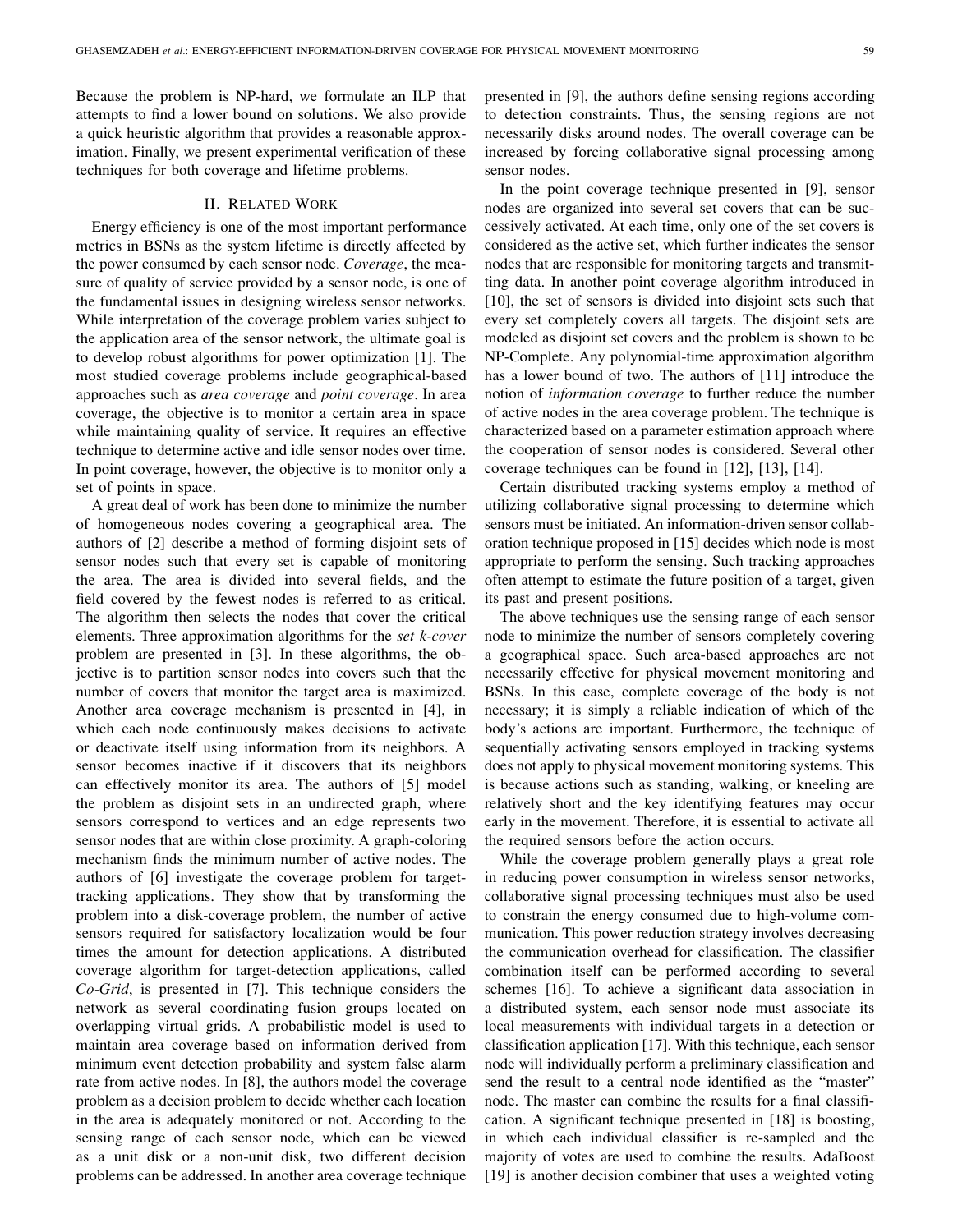Because the problem is NP-hard, we formulate an ILP that attempts to find a lower bound on solutions. We also provide a quick heuristic algorithm that provides a reasonable approximation. Finally, we present experimental verification of these techniques for both coverage and lifetime problems.

## II. Related Work

Energy efficiency is one of the most important performance metrics in BSNs as the system lifetime is directly affected by the power consumed by each sensor node. *Coverage*, the measure of quality of service provided by a sensor node, is one of the fundamental issues in designing wireless sensor networks. While interpretation of the coverage problem varies subject to the application area of the sensor network, the ultimate goal is to develop robust algorithms for power optimization [1]. The most studied coverage problems include geographical-based approaches such as *area coverage* and *point coverage*. In area coverage, the objective is to monitor a certain area in space while maintaining quality of service. It requires an effective technique to determine active and idle sensor nodes over time. In point coverage, however, the objective is to monitor only a set of points in space.

A great deal of work has been done to minimize the number of homogeneous nodes covering a geographical area. The authors of [2] describe a method of forming disjoint sets of sensor nodes such that every set is capable of monitoring the area. The area is divided into several fields, and the field covered by the fewest nodes is referred to as critical. The algorithm then selects the nodes that cover the critical elements. Three approximation algorithms for the *set k-cover* problem are presented in [3]. In these algorithms, the objective is to partition sensor nodes into covers such that the number of covers that monitor the target area is maximized. Another area coverage mechanism is presented in [4], in which each node continuously makes decisions to activate or deactivate itself using information from its neighbors. A sensor becomes inactive if it discovers that its neighbors can effectively monitor its area. The authors of [5] model the problem as disjoint sets in an undirected graph, where sensors correspond to vertices and an edge represents two sensor nodes that are within close proximity. A graph-coloring mechanism finds the minimum number of active nodes. The authors of [6] investigate the coverage problem for target-tracking applications. They show that by transforming the problem into a disk-coverage problem, the number of active sensors required for satisfactory localization would be four times the amount for detection applications. A distributed coverage algorithm for target-detection applications, called *Co-Grid*, is presented in [7]. This technique considers the network as several coordinating fusion groups located on overlapping virtual grids. A probabilistic model is used to maintain area coverage based on information derived from minimum event detection probability and system false alarm rate from active nodes. In [8], the authors model the coverage problem as a decision problem to decide whether each location in the area is adequately monitored or not. According to the sensing range of each sensor node, which can be viewed as a unit disk or a non-unit disk, two different decision problems can be addressed. In another area coverage technique presented in [9], the authors define sensing regions according to detection constraints. Thus, the sensing regions are not necessarily disks around nodes. The overall coverage can be increased by forcing collaborative signal processing among sensor nodes.

In the point coverage technique presented in [9], sensor nodes are organized into several set covers that can be successively activated. At each time, only one of the set covers is considered as the active set, which further indicates the sensor nodes that are responsible for monitoring targets and transmitting data. In another point coverage algorithm introduced in [10], the set of sensors is divided into disjoint sets such that every set completely covers all targets. The disjoint sets are modeled as disjoint set covers and the problem is shown to be NP-Complete. Any polynomial-time approximation algorithm has a lower bound of two. The authors of [11] introduce the notion of *information coverage* to further reduce the number of active nodes in the area coverage problem. The technique is characterized based on a parameter estimation approach where the cooperation of sensor nodes is considered. Several other coverage techniques can be found in [12], [13], [14].

Certain distributed tracking systems employ a method of utilizing collaborative signal processing to determine which sensors must be initiated. An information-driven sensor collaboration technique proposed in [15] decides which node is most appropriate to perform the sensing. Such tracking approaches often attempt to estimate the future position of a target, given its past and present positions.

The above techniques use the sensing range of each sensor node to minimize the number of sensors completely covering a geographical space. Such area-based approaches are not necessarily effective for physical movement monitoring and BSNs. In this case, complete coverage of the body is not necessary; it is simply a reliable indication of which of the body's actions are important. Furthermore, the technique of sequentially activating sensors employed in tracking systems does not apply to physical movement monitoring systems. This is because actions such as standing, walking, or kneeling are relatively short and the key identifying features may occur early in the movement. Therefore, it is essential to activate all the required sensors before the action occurs.

While the coverage problem generally plays a great role in reducing power consumption in wireless sensor networks, collaborative signal processing techniques must also be used to constrain the energy consumed due to high-volume communication. This power reduction strategy involves decreasing the communication overhead for classification. The classifier combination itself can be performed according to several schemes [16]. To achieve a significant data association in a distributed system, each sensor node must associate its local measurements with individual targets in a detection or classification application [17]. With this technique, each sensor node will individually perform a preliminary classification and send the result to a central node identified as the "master" node. The master can combine the results for a final classification. A significant technique presented in [18] is boosting, in which each individual classifier is re-sampled and the majority of votes are used to combine the results. AdaBoost [19] is another decision combiner that uses a weighted voting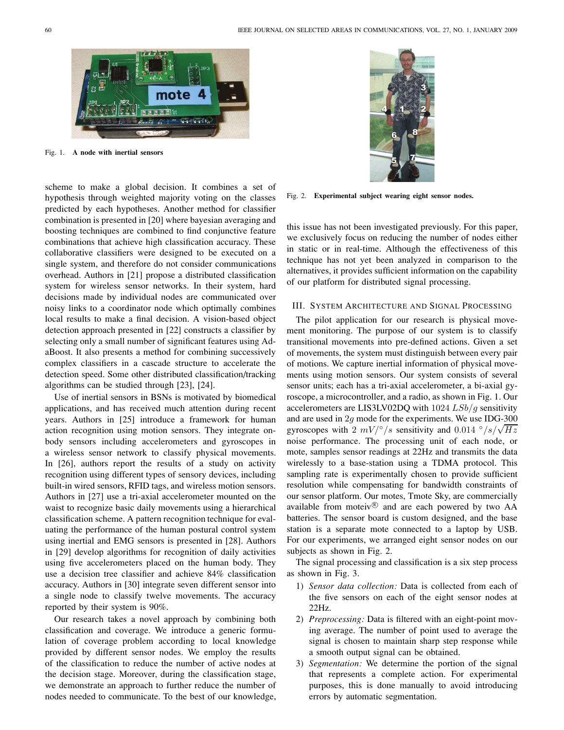Fig. 1. **A node with inertial sensors**

Fig. 2. **Experimental subject wearing eight sensor nodes.**

scheme to make a global decision. It combines a set of hypothesis through weighted majority voting on the classes predicted by each hypotheses. Another method for classifier combination is presented in [20] where bayesian averaging and boosting techniques are combined to find conjunctive feature combinations that achieve high classification accuracy. These collaborative classifiers were designed to be executed on a single system, and therefore do not consider communications overhead. Authors in [21] propose a distributed classification system for wireless sensor networks. In their system, hard decisions made by individual nodes are communicated over noisy links to a coordinator node which optimally combines local results to make a final decision. A vision-based object detection approach presented in [22] constructs a classifier by selecting only a small number of significant features using AdaBoost. It also presents a method for combining successively complex classifiers in a cascade structure to accelerate the detection speed. Some other distributed classification/tracking algorithms can be studied through [23], [24].

Use of inertial sensors in BSNs is motivated by biomedical applications, and has received much attention during recent years. Authors in [25] introduce a framework for human action recognition using motion sensors. They integrate on-body sensors including accelerometers and gyroscopes in a wireless sensor network to classify physical movements. In [26], authors report the results of a study on activity recognition using different types of sensory devices, including built-in wired sensors, RFID tags, and wireless motion sensors. Authors in [27] use a tri-axial accelerometer mounted on the waist to recognize basic daily movements using a hierarchical classification scheme. A pattern recognition technique for evaluating the performance of the human postural control system using inertial and EMG sensors is presented in [28]. Authors in [29] develop algorithms for recognition of daily activities using five accelerometers placed on the human body. They use a decision tree classifier and achieve 84% classification accuracy. Authors in [30] integrate seven different sensor into a single node to classify twelve movements. The accuracy reported by their system is 90%.

Our research takes a novel approach by combining both classification and coverage. We introduce a generic formulation of coverage problem according to local knowledge provided by different sensor nodes. We employ the results of the classification to reduce the number of active nodes at the decision stage. Moreover, during the classification stage, we demonstrate an approach to further reduce the number of nodes needed to communicate. To the best of our knowledge, this issue has not been investigated previously. For this paper, we exclusively focus on reducing the number of nodes either in static or in real-time. Although the effectiveness of this technique has not yet been analyzed in comparison to the alternatives, it provides sufficient information on the capability of our platform for distributed signal processing.

## III. System Architecture and Signal Processing

The pilot application for our research is physical movement monitoring. The purpose of our system is to classify transitional movements into pre-defined actions. Given a set of movements, the system must distinguish between every pair of motions. We capture inertial information of physical movements using motion sensors. Our system consists of several sensor units; each has a tri-axial accelerometer, a bi-axial gyroscope, a microcontroller, and a radio, as shown in Fig. 1. Our accelerometers are LIS3LV02DQ with 1024 $LSb/g$ sensitivity and are used in $2g$ mode for the experiments. We use IDG-300 gyroscopes with 2 $mV/°/s$ sensitivity and $0.014\ °/s/\sqrt{Hz}$ noise performance. The processing unit of each node, or mote, samples sensor readings at 22Hz and transmits the data wirelessly to a base-station using a TDMA protocol. This sampling rate is experimentally chosen to provide sufficient resolution while compensating for bandwidth constraints of our sensor platform. Our motes, Tmote Sky, are commercially available from moteiv® and are each powered by two AA batteries. The sensor board is custom designed, and the base station is a separate mote connected to a laptop by USB. For our experiments, we arranged eight sensor nodes on our subjects as shown in Fig. 2.

The signal processing and classification is a six step process as shown in Fig. 3.

1) *Sensor data collection:* Data is collected from each of the five sensors on each of the eight sensor nodes at 22Hz.
2) *Preprocessing:* Data is filtered with an eight-point moving average. The number of point used to average the signal is chosen to maintain sharp step response while a smooth output signal can be obtained.
3) *Segmentation:* We determine the portion of the signal that represents a complete action. For experimental purposes, this is done manually to avoid introducing errors by automatic segmentation.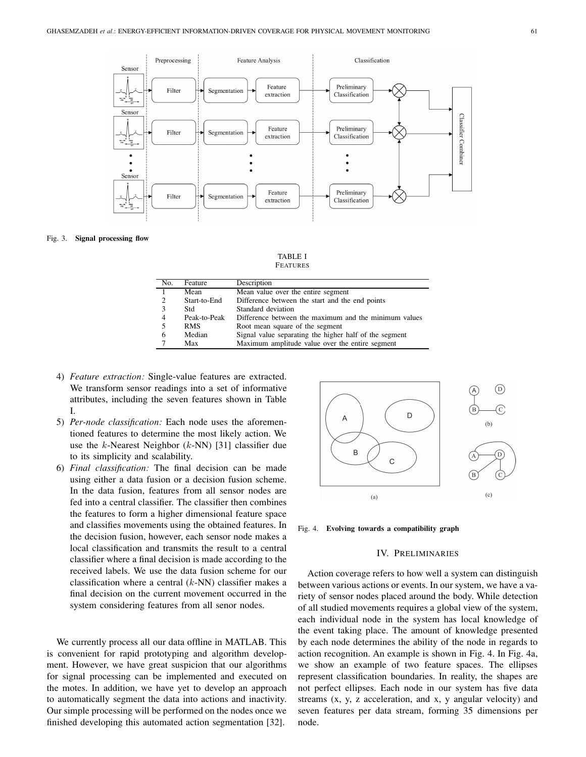Preprocessing

Feature Analysis

Classification

Sensor

Filter

Segmentation

Feature extraction

Preliminary Classification

Classifier Combiner

Fig. 3. **Signal processing flow**

TABLE I
FEATURES

| No. | Feature | Description |
|---|---|---|
| 1 | Mean | Mean value over the entire segment |
| 2 | Start-to-End | Difference between the start and the end points |
| 3 | Std | Standard deviation |
| 4 | Peak-to-Peak | Difference between the maximum and the minimum values |
| 5 | RMS | Root mean square of the segment |
| 6 | Median | Signal value separating the higher half of the segment |
| 7 | Max | Maximum amplitude value over the entire segment |

4) *Feature extraction:* Single-value features are extracted. We transform sensor readings into a set of informative attributes, including the seven features shown in Table I.
5) *Per-node classification:* Each node uses the aforementioned features to determine the most likely action. We use the $k$-Nearest Neighbor ($k$-NN) [31] classifier due to its simplicity and scalability.
6) *Final classification:* The final decision can be made using either a data fusion or a decision fusion scheme. In the data fusion, features from all sensor nodes are fed into a central classifier. The classifier then combines the features to form a higher dimensional feature space and classifies movements using the obtained features. In the decision fusion, however, each sensor node makes a local classification and transmits the result to a central classifier where a final decision is made according to the received labels. We use the data fusion scheme for our classification where a central ($k$-NN) classifier makes a final decision on the current movement occurred in the system considering features from all senor nodes.

We currently process all our data offline in MATLAB. This is convenient for rapid prototyping and algorithm development. However, we have great suspicion that our algorithms for signal processing can be implemented and executed on the motes. In addition, we have yet to develop an approach to automatically segment the data into actions and inactivity. Our simple processing will be performed on the nodes once we finished developing this automated action segmentation [32].

A

B

C

D

(a)

(b)

(c)

Fig. 4. **Evolving towards a compatibility graph**

## IV. Preliminaries

Action coverage refers to how well a system can distinguish between various actions or events. In our system, we have a variety of sensor nodes placed around the body. While detection of all studied movements requires a global view of the system, each individual node in the system has local knowledge of the event taking place. The amount of knowledge presented by each node determines the ability of the node in regards to action recognition. An example is shown in Fig. 4. In Fig. 4a, we show an example of two feature spaces. The ellipses represent classification boundaries. In reality, the shapes are not perfect ellipses. Each node in our system has five data streams (x, y, z acceleration, and x, y angular velocity) and seven features per data stream, forming 35 dimensions per node.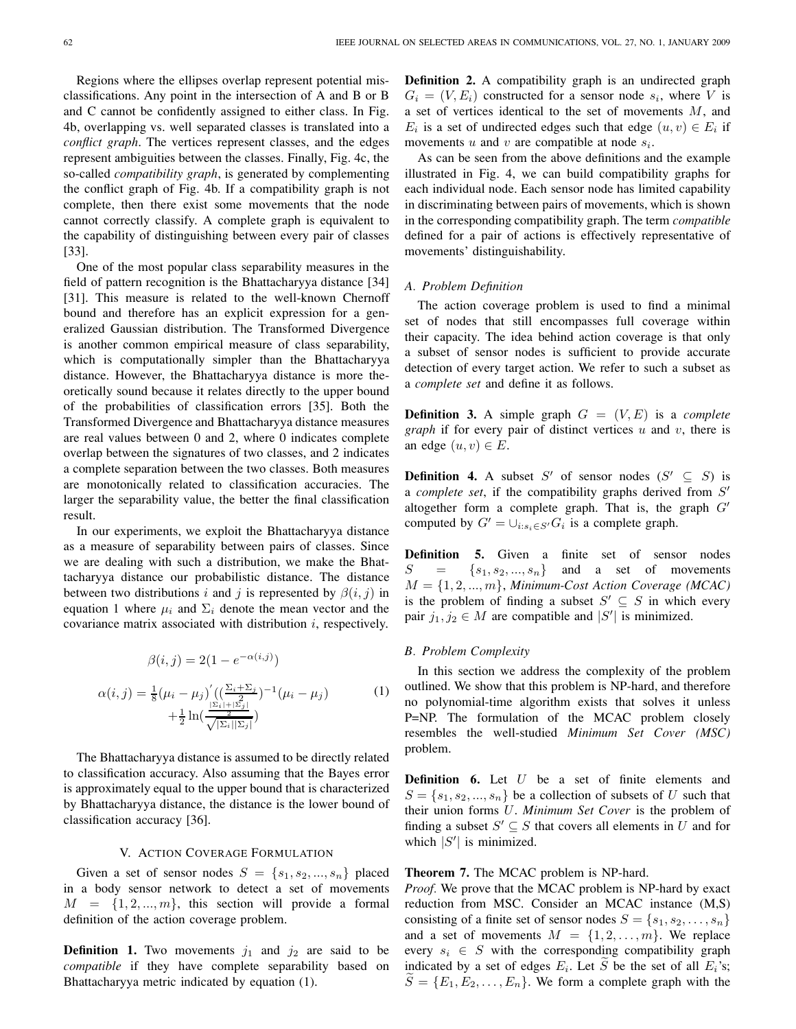Regions where the ellipses overlap represent potential misclassifications. Any point in the intersection of A and B or B and C cannot be confidently assigned to either class. In Fig. 4b, overlapping vs. well separated classes is translated into a *conflict graph*. The vertices represent classes, and the edges represent ambiguities between the classes. Finally, Fig. 4c, the so-called *compatibility graph*, is generated by complementing the conflict graph of Fig. 4b. If a compatibility graph is not complete, then there exist some movements that the node cannot correctly classify. A complete graph is equivalent to the capability of distinguishing between every pair of classes [33].

One of the most popular class separability measures in the field of pattern recognition is the Bhattacharyya distance [34] [31]. This measure is related to the well-known Chernoff bound and therefore has an explicit expression for a generalized Gaussian distribution. The Transformed Divergence is another common empirical measure of class separability, which is computationally simpler than the Bhattacharyya distance. However, the Bhattacharyya distance is more theoretically sound because it relates directly to the upper bound of the probabilities of classification errors [35]. Both the Transformed Divergence and Bhattacharyya distance measures are real values between 0 and 2, where 0 indicates complete overlap between the signatures of two classes, and 2 indicates a complete separation between the two classes. Both measures are monotonically related to classification accuracies. The larger the separability value, the better the final classification result.

In our experiments, we exploit the Bhattacharyya distance as a measure of separability between pairs of classes. Since we are dealing with such a distribution, we make the Bhattacharyya distance our probabilistic distance. The distance between two distributions $i$ and $j$ is represented by $\beta(i,j)$ in equation 1 where $\mu_i$ and $\Sigma_i$ denote the mean vector and the covariance matrix associated with distribution $i$, respectively.

$$
\begin{aligned}
\beta(i,j) &= 2(1 - e^{-\alpha(i,j)}) \\
\alpha(i,j) &= \tfrac{1}{8}(\mu_i - \mu_j)'\left(\left(\tfrac{\Sigma_i+\Sigma_j}{2}\right)\right)^{-1}(\mu_i - \mu_j) \\
&\quad + \tfrac{1}{2}\ln\left(\frac{\frac{|\Sigma_i|+|\Sigma_j|}{2}}{\sqrt{|\Sigma_i||\Sigma_j|}}\right)
\end{aligned}
\tag{1}
$$

The Bhattacharyya distance is assumed to be directly related to classification accuracy. Also assuming that the Bayes error is approximately equal to the upper bound that is characterized by Bhattacharyya distance, the distance is the lower bound of classification accuracy [36].

## V. Action Coverage Formulation

Given a set of sensor nodes $S = \{s_1, s_2, ..., s_n\}$ placed in a body sensor network to detect a set of movements $M = \{1, 2, ..., m\}$, this section will provide a formal definition of the action coverage problem.

**Definition 1.** Two movements $j_1$ and $j_2$ are said to be *compatible* if they have complete separability based on Bhattacharyya metric indicated by equation (1).

**Definition 2.** A compatibility graph is an undirected graph $G_i = (V, E_i)$ constructed for a sensor node $s_i$, where $V$ is a set of vertices identical to the set of movements $M$, and $E_i$ is a set of undirected edges such that edge $(u, v) \in E_i$ if movements $u$ and $v$ are compatible at node $s_i$.

As can be seen from the above definitions and the example illustrated in Fig. 4, we can build compatibility graphs for each individual node. Each sensor node has limited capability in discriminating between pairs of movements, which is shown in the corresponding compatibility graph. The term *compatible* defined for a pair of actions is effectively representative of movements' distinguishability.

### A. Problem Definition

The action coverage problem is used to find a minimal set of nodes that still encompasses full coverage within their capacity. The idea behind action coverage is that only a subset of sensor nodes is sufficient to provide accurate detection of every target action. We refer to such a subset as a *complete set* and define it as follows.

**Definition 3.** A simple graph $G = (V, E)$ is a *complete graph* if for every pair of distinct vertices $u$ and $v$, there is an edge $(u, v) \in E$.

**Definition 4.** A subset $S'$ of sensor nodes ($S' \subseteq S$) is a *complete set*, if the compatibility graphs derived from $S'$ altogether form a complete graph. That is, the graph $G'$ computed by $G' = \cup_{i:s_i \in S'} G_i$ is a complete graph.

**Definition 5.** Given a finite set of sensor nodes $S = \{s_1, s_2, ..., s_n\}$ and a set of movements $M = \{1, 2, ..., m\}$, *Minimum-Cost Action Coverage (MCAC)* is the problem of finding a subset $S' \subseteq S$ in which every pair $j_1, j_2 \in M$ are compatible and $|S'|$ is minimized.

### B. Problem Complexity

In this section we address the complexity of the problem outlined. We show that this problem is NP-hard, and therefore no polynomial-time algorithm exists that solves it unless P=NP. The formulation of the MCAC problem closely resembles the well-studied *Minimum Set Cover (MSC)* problem.

**Definition 6.** Let $U$ be a set of finite elements and $S = \{s_1, s_2, ..., s_n\}$ be a collection of subsets of $U$ such that their union forms $U$. *Minimum Set Cover* is the problem of finding a subset $S' \subseteq S$ that covers all elements in $U$ and for which $|S'|$ is minimized.

**Theorem 7.** The MCAC problem is NP-hard.

*Proof.* We prove that the MCAC problem is NP-hard by exact reduction from MSC. Consider an MCAC instance (M,S) consisting of a finite set of sensor nodes $S = \{s_1, s_2, \ldots, s_n\}$ and a set of movements $M = \{1, 2, \ldots, m\}$. We replace every $s_i \in S$ with the corresponding compatibility graph indicated by a set of edges $E_i$. Let $\widetilde{S}$ be the set of all $E_i$'s; $\widetilde{S} = \{E_1, E_2, \ldots, E_n\}$. We form a complete graph with the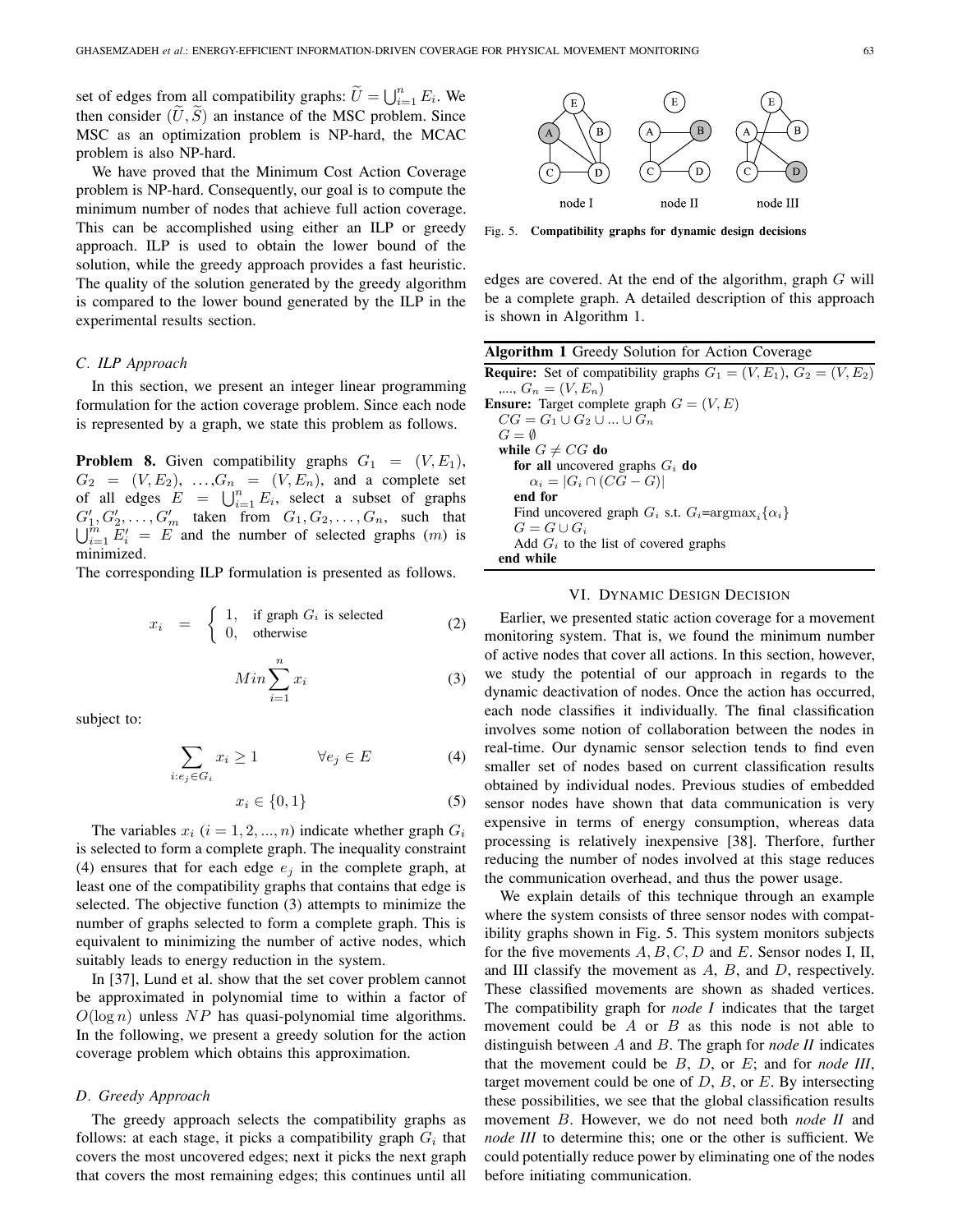set of edges from all compatibility graphs: $\widetilde{U} = \bigcup_{i=1}^{n} E_i$. We then consider $(\widetilde{U}, \widetilde{S})$ an instance of the MSC problem. Since MSC as an optimization problem is NP-hard, the MCAC problem is also NP-hard.

We have proved that the Minimum Cost Action Coverage problem is NP-hard. Consequently, our goal is to compute the minimum number of nodes that achieve full action coverage. This can be accomplished using either an ILP or greedy approach. ILP is used to obtain the lower bound of the solution, while the greedy approach provides a fast heuristic. The quality of the solution generated by the greedy algorithm is compared to the lower bound generated by the ILP in the experimental results section.

### C. ILP Approach

In this section, we present an integer linear programming formulation for the action coverage problem. Since each node is represented by a graph, we state this problem as follows.

**Problem 8.** Given compatibility graphs $G_1 = (V, E_1)$, $G_2 = (V, E_2)$, $\ldots$,$G_n = (V, E_n)$, and a complete set of all edges $E = \bigcup_{i=1}^{n} E_i$, select a subset of graphs $G'_1, G'_2, \ldots, G'_m$ taken from $G_1, G_2, \ldots, G_n$, such that $\bigcup_{i=1}^{m} E'_i = E$ and the number of selected graphs ($m$) is minimized.

The corresponding ILP formulation is presented as follows.

$$x_i = \begin{cases} 1, & \text{if graph } G_i \text{ is selected} \\ 0, & \text{otherwise} \end{cases} \tag{2}$$

$$Min \sum_{i=1}^{n} x_i \tag{3}$$

subject to:

$$\sum_{i:e_j \in G_i} x_i \geq 1 \qquad \forall e_j \in E \tag{4}$$

$$x_i \in \{0, 1\} \tag{5}$$

The variables $x_i$ $(i = 1, 2, ..., n)$ indicate whether graph $G_i$ is selected to form a complete graph. The inequality constraint (4) ensures that for each edge $e_j$ in the complete graph, at least one of the compatibility graphs that contains that edge is selected. The objective function (3) attempts to minimize the number of graphs selected to form a complete graph. This is equivalent to minimizing the number of active nodes, which suitably leads to energy reduction in the system.

In [37], Lund et al. show that the set cover problem cannot be approximated in polynomial time to within a factor of $O(\log n)$ unless $NP$ has quasi-polynomial time algorithms. In the following, we present a greedy solution for the action coverage problem which obtains this approximation.

### D. Greedy Approach

The greedy approach selects the compatibility graphs as follows: at each stage, it picks a compatibility graph $G_i$ that covers the most uncovered edges; next it picks the next graph that covers the most remaining edges; this continues until all edges are covered. At the end of the algorithm, graph $G$ will be a complete graph. A detailed description of this approach is shown in Algorithm 1.

Fig. 5. **Compatibility graphs for dynamic design decisions**

**Algorithm 1** Greedy Solution for Action Coverage

**Require:** Set of compatibility graphs $G_1 = (V, E_1)$, $G_2 = (V, E_2)$ ,..., $G_n = (V, E_n)$
**Ensure:** Target complete graph $G = (V, E)$
  $CG = G_1 \cup G_2 \cup ... \cup G_n$
  $G = \emptyset$
  **while** $G \neq CG$ **do**
    **for all** uncovered graphs $G_i$ **do**
      $\alpha_i = |G_i \cap (CG - G)|$
    **end for**
    Find uncovered graph $G_i$ s.t. $G_i$=argmax$_i\{\alpha_i\}$
    $G = G \cup G_i$
    Add $G_i$ to the list of covered graphs
  **end while**

## VI. Dynamic Design Decision

Earlier, we presented static action coverage for a movement monitoring system. That is, we found the minimum number of active nodes that cover all actions. In this section, however, we study the potential of our approach in regards to the dynamic deactivation of nodes. Once the action has occurred, each node classifies it individually. The final classification involves some notion of collaboration between the nodes in real-time. Our dynamic sensor selection tends to find even smaller set of nodes based on current classification results obtained by individual nodes. Previous studies of embedded sensor nodes have shown that data communication is very expensive in terms of energy consumption, whereas data processing is relatively inexpensive [38]. Therfore, further reducing the number of nodes involved at this stage reduces the communication overhead, and thus the power usage.

We explain details of this technique through an example where the system consists of three sensor nodes with compatibility graphs shown in Fig. 5. This system monitors subjects for the five movements $A, B, C, D$ and $E$. Sensor nodes I, II, and III classify the movement as $A$, $B$, and $D$, respectively. These classified movements are shown as shaded vertices. The compatibility graph for *node I* indicates that the target movement could be $A$ or $B$ as this node is not able to distinguish between $A$ and $B$. The graph for *node II* indicates that the movement could be $B$, $D$, or $E$; and for *node III*, target movement could be one of $D$, $B$, or $E$. By intersecting these possibilities, we see that the global classification results movement $B$. However, we do not need both *node II* and *node III* to determine this; one or the other is sufficient. We could potentially reduce power by eliminating one of the nodes before initiating communication.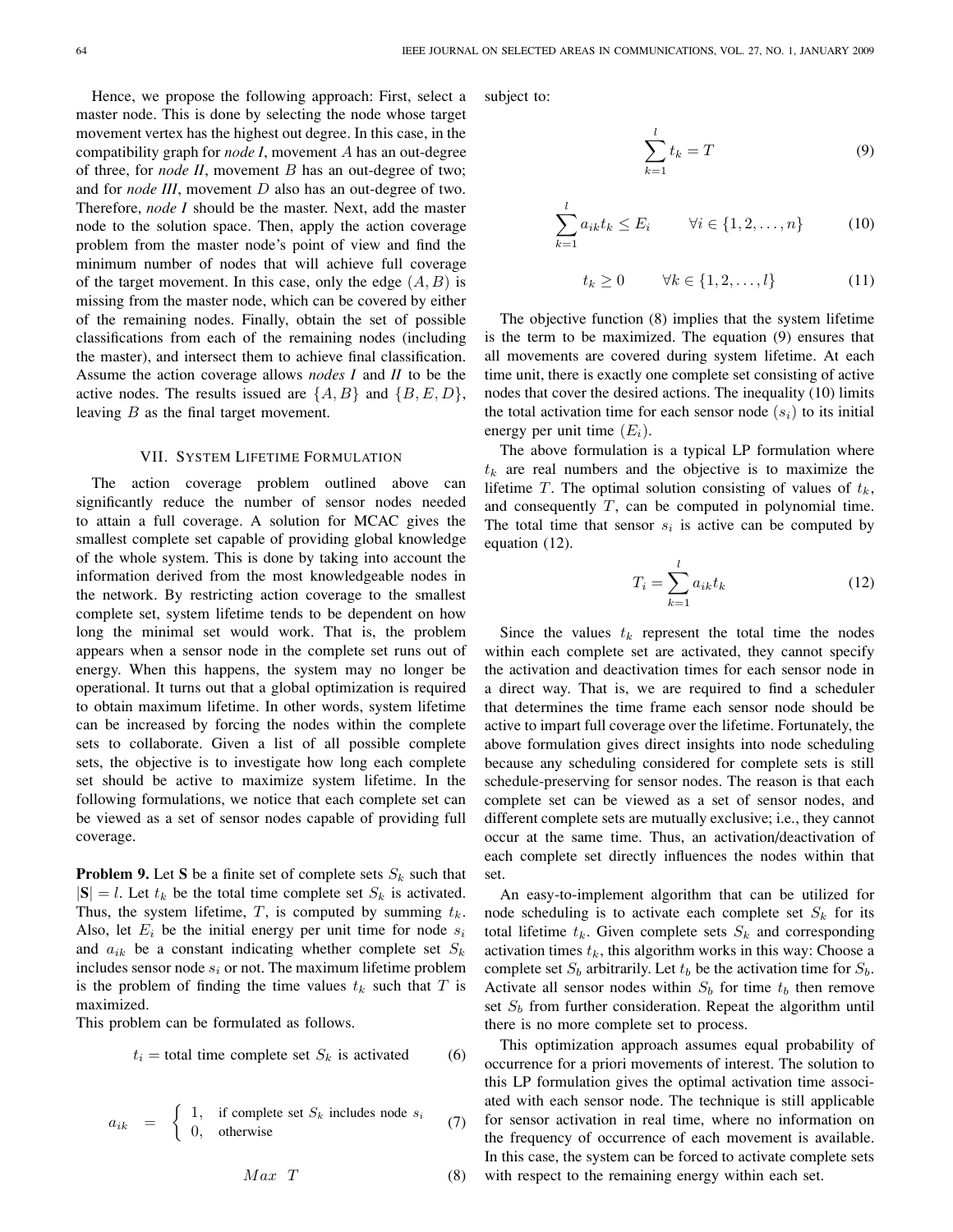Hence, we propose the following approach: First, select a master node. This is done by selecting the node whose target movement vertex has the highest out degree. In this case, in the compatibility graph for *node I*, movement $A$ has an out-degree of three, for *node II*, movement $B$ has an out-degree of two; and for *node III*, movement $D$ also has an out-degree of two. Therefore, *node I* should be the master. Next, add the master node to the solution space. Then, apply the action coverage problem from the master node's point of view and find the minimum number of nodes that will achieve full coverage of the target movement. In this case, only the edge $(A, B)$ is missing from the master node, which can be covered by either of the remaining nodes. Finally, obtain the set of possible classifications from each of the remaining nodes (including the master), and intersect them to achieve final classification. Assume the action coverage allows *nodes I* and *II* to be the active nodes. The results issued are $\{A, B\}$ and $\{B, E, D\}$, leaving $B$ as the final target movement.

## VII. System Lifetime Formulation

The action coverage problem outlined above can significantly reduce the number of sensor nodes needed to attain a full coverage. A solution for MCAC gives the smallest complete set capable of providing global knowledge of the whole system. This is done by taking into account the information derived from the most knowledgeable nodes in the network. By restricting action coverage to the smallest complete set, system lifetime tends to be dependent on how long the minimal set would work. That is, the problem appears when a sensor node in the complete set runs out of energy. When this happens, the system may no longer be operational. It turns out that a global optimization is required to obtain maximum lifetime. In other words, system lifetime can be increased by forcing the nodes within the complete sets to collaborate. Given a list of all possible complete sets, the objective is to investigate how long each complete set should be active to maximize system lifetime. In the following formulations, we notice that each complete set can be viewed as a set of sensor nodes capable of providing full coverage.

**Problem 9.** Let $\mathbf{S}$ be a finite set of complete sets $S_k$ such that $|\mathbf{S}| = l$. Let $t_k$ be the total time complete set $S_k$ is activated. Thus, the system lifetime, $T$, is computed by summing $t_k$. Also, let $E_i$ be the initial energy per unit time for node $s_i$ and $a_{ik}$ be a constant indicating whether complete set $S_k$ includes sensor node $s_i$ or not. The maximum lifetime problem is the problem of finding the time values $t_k$ such that $T$ is maximized.

This problem can be formulated as follows.

$$t_i = \text{total time complete set } S_k \text{ is activated} \tag{6}$$

$$a_{ik} = \begin{cases} 1, & \text{if complete set } S_k \text{ includes node } s_i \\ 0, & \text{otherwise} \end{cases} \tag{7}$$

$$Max \quad T \tag{8}$$

subject to:

$$\sum_{k=1}^{l} t_k = T \tag{9}$$

$$\sum_{k=1}^{l} a_{ik} t_k \leq E_i \qquad \forall i \in \{1, 2, \ldots, n\} \tag{10}$$

$$t_k \geq 0 \qquad \forall k \in \{1, 2, \ldots, l\} \tag{11}$$

The objective function (8) implies that the system lifetime is the term to be maximized. The equation (9) ensures that all movements are covered during system lifetime. At each time unit, there is exactly one complete set consisting of active nodes that cover the desired actions. The inequality (10) limits the total activation time for each sensor node ($s_i$) to its initial energy per unit time ($E_i$).

The above formulation is a typical LP formulation where $t_k$ are real numbers and the objective is to maximize the lifetime $T$. The optimal solution consisting of values of $t_k$, and consequently $T$, can be computed in polynomial time. The total time that sensor $s_i$ is active can be computed by equation (12).

$$T_i = \sum_{k=1}^{l} a_{ik} t_k \tag{12}$$

Since the values $t_k$ represent the total time the nodes within each complete set are activated, they cannot specify the activation and deactivation times for each sensor node in a direct way. That is, we are required to find a scheduler that determines the time frame each sensor node should be active to impart full coverage over the lifetime. Fortunately, the above formulation gives direct insights into node scheduling because any scheduling considered for complete sets is still schedule-preserving for sensor nodes. The reason is that each complete set can be viewed as a set of sensor nodes, and different complete sets are mutually exclusive; i.e., they cannot occur at the same time. Thus, an activation/deactivation of each complete set directly influences the nodes within that set.

An easy-to-implement algorithm that can be utilized for node scheduling is to activate each complete set $S_k$ for its total lifetime $t_k$. Given complete sets $S_k$ and corresponding activation times $t_k$, this algorithm works in this way: Choose a complete set $S_b$ arbitrarily. Let $t_b$ be the activation time for $S_b$. Activate all sensor nodes within $S_b$ for time $t_b$ then remove set $S_b$ from further consideration. Repeat the algorithm until there is no more complete set to process.

This optimization approach assumes equal probability of occurrence for a priori movements of interest. The solution to this LP formulation gives the optimal activation time associated with each sensor node. The technique is still applicable for sensor activation in real time, where no information on the frequency of occurrence of each movement is available. In this case, the system can be forced to activate complete sets with respect to the remaining energy within each set.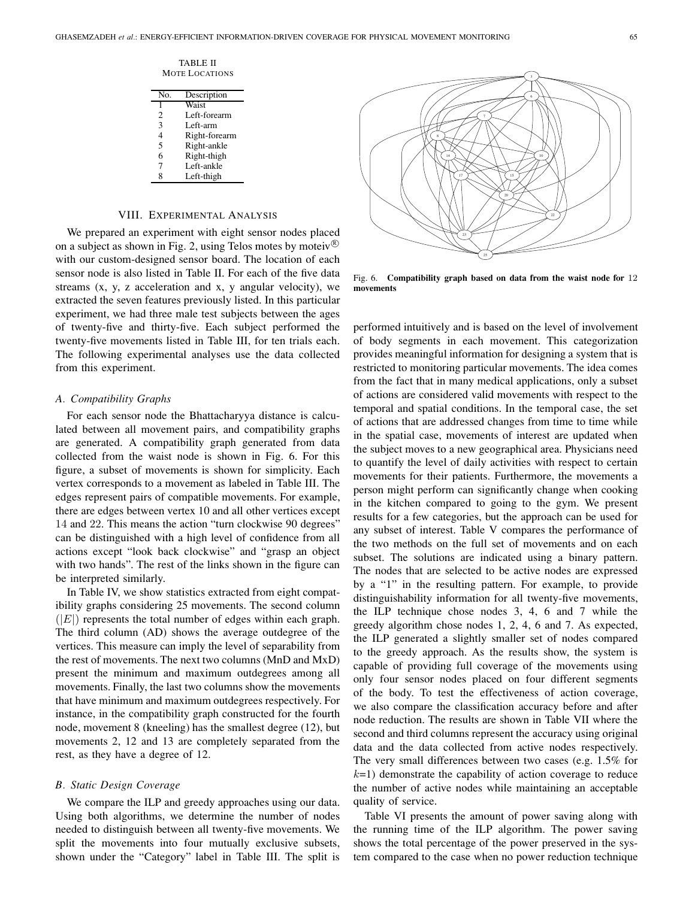TABLE II
MOTE LOCATIONS

| No. | Description |
| --- | --- |
| 1 | Waist |
| 2 | Left-forearm |
| 3 | Left-arm |
| 4 | Right-forearm |
| 5 | Right-ankle |
| 6 | Right-thigh |
| 7 | Left-ankle |
| 8 | Left-thigh |

## VIII. EXPERIMENTAL ANALYSIS

We prepared an experiment with eight sensor nodes placed on a subject as shown in Fig. 2, using Telos motes by moteiv® with our custom-designed sensor board. The location of each sensor node is also listed in Table II. For each of the five data streams (x, y, z acceleration and x, y angular velocity), we extracted the seven features previously listed. In this particular experiment, we had three male test subjects between the ages of twenty-five and thirty-five. Each subject performed the twenty-five movements listed in Table III, for ten trials each. The following experimental analyses use the data collected from this experiment.

### *A. Compatibility Graphs*

For each sensor node the Bhattacharyya distance is calculated between all movement pairs, and compatibility graphs are generated. A compatibility graph generated from data collected from the waist node is shown in Fig. 6. For this figure, a subset of movements is shown for simplicity. Each vertex corresponds to a movement as labeled in Table III. The edges represent pairs of compatible movements. For example, there are edges between vertex 10 and all other vertices except 14 and 22. This means the action "turn clockwise 90 degrees" can be distinguished with a high level of confidence from all actions except "look back clockwise" and "grasp an object with two hands". The rest of the links shown in the figure can be interpreted similarly.

In Table IV, we show statistics extracted from eight compatibility graphs considering 25 movements. The second column ($|E|$) represents the total number of edges within each graph. The third column (AD) shows the average outdegree of the vertices. This measure can imply the level of separability from the rest of movements. The next two columns (MnD and MxD) present the minimum and maximum outdegrees among all movements. Finally, the last two columns show the movements that have minimum and maximum outdegrees respectively. For instance, in the compatibility graph constructed for the fourth node, movement 8 (kneeling) has the smallest degree (12), but movements 2, 12 and 13 are completely separated from the rest, as they have a degree of 12.

### *B. Static Design Coverage*

We compare the ILP and greedy approaches using our data. Using both algorithms, we determine the number of nodes needed to distinguish between all twenty-five movements. We split the movements into four mutually exclusive subsets, shown under the "Category" label in Table III. The split is performed intuitively and is based on the level of involvement of body segments in each movement. This categorization provides meaningful information for designing a system that is restricted to monitoring particular movements. The idea comes from the fact that in many medical applications, only a subset of actions are considered valid movements with respect to the temporal and spatial conditions. In the temporal case, the set of actions that are addressed changes from time to time while in the spatial case, movements of interest are updated when the subject moves to a new geographical area. Physicians need to quantify the level of daily activities with respect to certain movements for their patients. Furthermore, the movements a person might perform can significantly change when cooking in the kitchen compared to going to the gym. We present results for a few categories, but the approach can be used for any subset of interest. Table V compares the performance of the two methods on the full set of movements and on each subset. The solutions are indicated using a binary pattern. The nodes that are selected to be active nodes are expressed by a "1" in the resulting pattern. For example, to provide distinguishability information for all twenty-five movements, the ILP technique chose nodes 3, 4, 6 and 7 while the greedy algorithm chose nodes 1, 2, 4, 6 and 7. As expected, the ILP generated a slightly smaller set of nodes compared to the greedy approach. As the results show, the system is capable of providing full coverage of the movements using only four sensor nodes placed on four different segments of the body. To test the effectiveness of action coverage, we also compare the classification accuracy before and after node reduction. The results are shown in Table VII where the second and third columns represent the accuracy using original data and the data collected from active nodes respectively. The very small differences between two cases (e.g. 1.5% for $k$=1) demonstrate the capability of action coverage to reduce the number of active nodes while maintaining an acceptable quality of service.

3
6
7
8
14
10
17
15
20
22
23
25

Fig. 6. **Compatibility graph based on data from the waist node for** 12 **movements**

Table VI presents the amount of power saving along with the running time of the ILP algorithm. The power saving shows the total percentage of the power preserved in the system compared to the case when no power reduction technique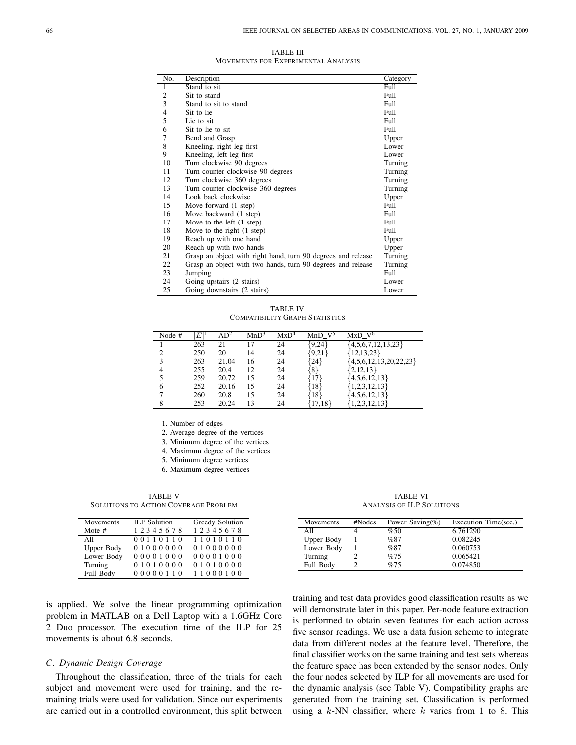TABLE III
MOVEMENTS FOR EXPERIMENTAL ANALYSIS

| No. | Description | Category |
|---|---|---|
| 1 | Stand to sit | Full |
| 2 | Sit to stand | Full |
| 3 | Stand to sit to stand | Full |
| 4 | Sit to lie | Full |
| 5 | Lie to sit | Full |
| 6 | Sit to lie to sit | Full |
| 7 | Bend and Grasp | Upper |
| 8 | Kneeling, right leg first | Lower |
| 9 | Kneeling, left leg first | Lower |
| 10 | Turn clockwise 90 degrees | Turning |
| 11 | Turn counter clockwise 90 degrees | Turning |
| 12 | Turn clockwise 360 degrees | Turning |
| 13 | Turn counter clockwise 360 degrees | Turning |
| 14 | Look back clockwise | Upper |
| 15 | Move forward (1 step) | Full |
| 16 | Move backward (1 step) | Full |
| 17 | Move to the left (1 step) | Full |
| 18 | Move to the right (1 step) | Full |
| 19 | Reach up with one hand | Upper |
| 20 | Reach up with two hands | Upper |
| 21 | Grasp an object with right hand, turn 90 degrees and release | Turning |
| 22 | Grasp an object with two hands, turn 90 degrees and release | Turning |
| 23 | Jumping | Full |
| 24 | Going upstairs (2 stairs) | Lower |
| 25 | Going downstairs (2 stairs) | Lower |

TABLE IV
COMPATIBILITY GRAPH STATISTICS

| Node # | $\lvert E\rvert$ [1] | AD[2] | MnD[3] | MxD[4] | MnD_V[5] | MxD_V[6] |
|---|---|---|---|---|---|---|
| 1 | 263 | 21 | 17 | 24 | {9,24} | {4,5,6,7,12,13,23} |
| 2 | 250 | 20 | 14 | 24 | {9,21} | {12,13,23} |
| 3 | 263 | 21.04 | 16 | 24 | {24} | {4,5,6,12,13,20,22,23} |
| 4 | 255 | 20.4 | 12 | 24 | {8} | {2,12,13} |
| 5 | 259 | 20.72 | 15 | 24 | {17} | {4,5,6,12,13} |
| 6 | 252 | 20.16 | 15 | 24 | {18} | {1,2,3,12,13} |
| 7 | 260 | 20.8 | 15 | 24 | {18} | {4,5,6,12,13} |
| 8 | 253 | 20.24 | 13 | 24 | {17,18} | {1,2,3,12,13} |

1. Number of edges
2. Average degree of the vertices
3. Minimum degree of the vertices
4. Maximum degree of the vertices
5. Minimum degree vertices
6. Maximum degree vertices

TABLE V
SOLUTIONS TO ACTION COVERAGE PROBLEM

| Movements | ILP Solution | Greedy Solution |
|---|---|---|
| Mote # | 1 2 3 4 5 6 7 8 | 1 2 3 4 5 6 7 8 |
| All | 0 0 1 1 0 1 1 0 | 1 1 0 1 0 1 1 0 |
| Upper Body | 0 1 0 0 0 0 0 0 | 0 1 0 0 0 0 0 0 |
| Lower Body | 0 0 0 0 1 0 0 0 | 0 0 0 0 1 0 0 0 |
| Turning | 0 1 0 1 0 0 0 0 | 0 1 0 1 0 0 0 0 |
| Full Body | 0 0 0 0 0 1 1 0 | 1 1 0 0 0 1 0 0 |

TABLE VI
ANALYSIS OF ILP SOLUTIONS

| Movements | #Nodes | Power Saving(%) | Execution Time(sec.) |
|---|---|---|---|
| All | 4 | %50 | 6.761290 |
| Upper Body | 1 | %87 | 0.082245 |
| Lower Body | 1 | %87 | 0.060753 |
| Turning | 2 | %75 | 0.065421 |
| Full Body | 2 | %75 | 0.074850 |

is applied. We solve the linear programming optimization problem in MATLAB on a Dell Laptop with a 1.6GHz Core 2 Duo processor. The execution time of the ILP for 25 movements is about 6.8 seconds.

### *C. Dynamic Design Coverage*

Throughout the classification, three of the trials for each subject and movement were used for training, and the remaining trials were used for validation. Since our experiments are carried out in a controlled environment, this split between training and test data provides good classification results as we will demonstrate later in this paper. Per-node feature extraction is performed to obtain seven features for each action across five sensor readings. We use a data fusion scheme to integrate data from different nodes at the feature level. Therefore, the final classifier works on the same training and test sets whereas the feature space has been extended by the sensor nodes. Only the four nodes selected by ILP for all movements are used for the dynamic analysis (see Table V). Compatibility graphs are generated from the training set. Classification is performed using a $k$-NN classifier, where $k$ varies from $1$ to $8$. This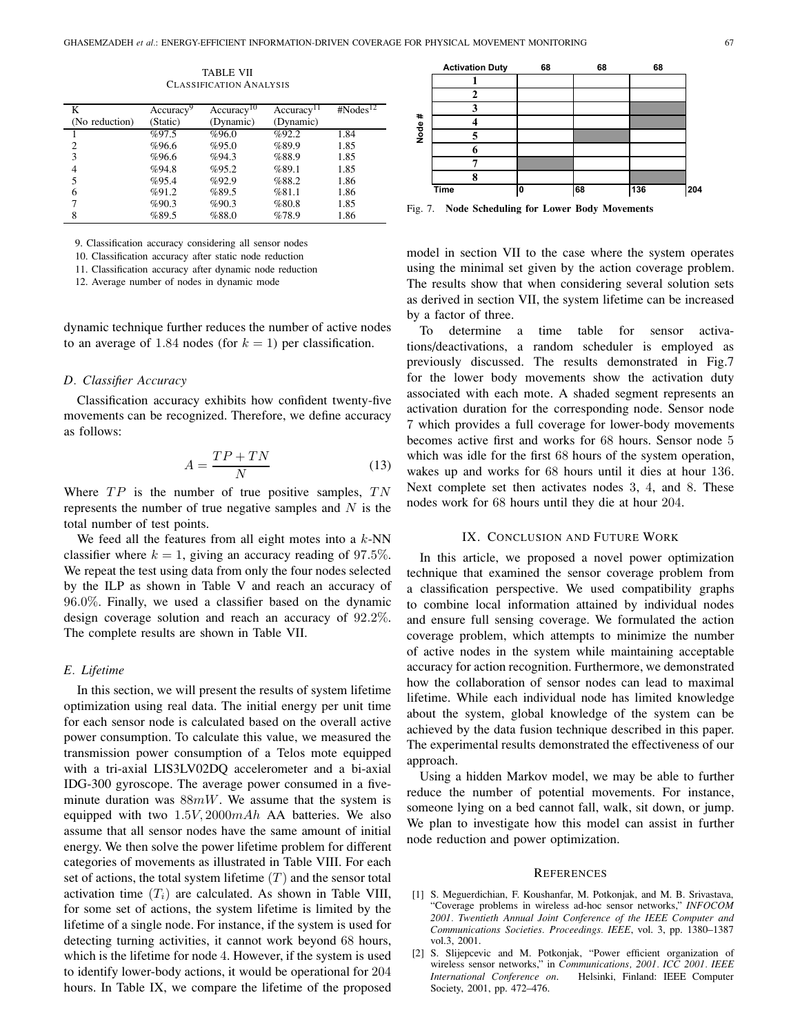TABLE VII
CLASSIFICATION ANALYSIS

| K (No reduction) | Accuracy[9] (Static) | Accuracy[10] (Dynamic) | Accuracy[11] (Dynamic) | #Nodes[12] |
|---|---|---|---|---|
| 1 | %97.5 | %96.0 | %92.2 | 1.84 |
| 2 | %96.6 | %95.0 | %89.9 | 1.85 |
| 3 | %96.6 | %94.3 | %88.9 | 1.85 |
| 4 | %94.8 | %95.2 | %89.1 | 1.85 |
| 5 | %95.4 | %92.9 | %88.2 | 1.86 |
| 6 | %91.2 | %89.5 | %81.1 | 1.86 |
| 7 | %90.3 | %90.3 | %80.8 | 1.85 |
| 8 | %89.5 | %88.0 | %78.9 | 1.86 |

9. Classification accuracy considering all sensor nodes
10. Classification accuracy after static node reduction
11. Classification accuracy after dynamic node reduction
12. Average number of nodes in dynamic mode

dynamic technique further reduces the number of active nodes to an average of 1.84 nodes (for $k = 1$) per classification.

### *D. Classifier Accuracy*

Classification accuracy exhibits how confident twenty-five movements can be recognized. Therefore, we define accuracy as follows:

$$A = \frac{TP + TN}{N} \tag{13}$$

Where $TP$ is the number of true positive samples, $TN$ represents the number of true negative samples and $N$ is the total number of test points.

We feed all the features from all eight motes into a $k$-NN classifier where $k = 1$, giving an accuracy reading of 97.5%. We repeat the test using data from only the four nodes selected by the ILP as shown in Table V and reach an accuracy of 96.0%. Finally, we used a classifier based on the dynamic design coverage solution and reach an accuracy of 92.2%. The complete results are shown in Table VII.

### *E. Lifetime*

In this section, we will present the results of system lifetime optimization using real data. The initial energy per unit time for each sensor node is calculated based on the overall active power consumption. To calculate this value, we measured the transmission power consumption of a Telos mote equipped with a tri-axial LIS3LV02DQ accelerometer and a bi-axial IDG-300 gyroscope. The average power consumed in a five-minute duration was $88mW$. We assume that the system is equipped with two $1.5V, 2000mAh$ AA batteries. We also assume that all sensor nodes have the same amount of initial energy. We then solve the power lifetime problem for different categories of movements as illustrated in Table VIII. For each set of actions, the total system lifetime $(T)$ and the sensor total activation time $(T_i)$ are calculated. As shown in Table VIII, for some set of actions, the system lifetime is limited by the lifetime of a single node. For instance, if the system is used for detecting turning activities, it cannot work beyond 68 hours, which is the lifetime for node 4. However, if the system is used to identify lower-body actions, it would be operational for 204 hours. In Table IX, we compare the lifetime of the proposed model in section VII to the case where the system operates using the minimal set given by the action coverage problem. The results show that when considering several solution sets as derived in section VII, the system lifetime can be increased by a factor of three.

| Activation Duty | 68 | 68 | 68 |
|---|---|---|---|
| Node # 1 | | | |
| 2 | | | |
| 3 | | | |
| 4 | | | |
| 5 | | | |
| 6 | | | |
| 7 | | | |
| 8 | | | |
| Time | 0 | 68 | 136 | 204 |

Fig. 7. **Node Scheduling for Lower Body Movements**

To determine a time table for sensor activations/deactivations, a random scheduler is employed as previously discussed. The results demonstrated in Fig.7 for the lower body movements show the activation duty associated with each mote. A shaded segment represents an activation duration for the corresponding node. Sensor node 7 which provides a full coverage for lower-body movements becomes active first and works for 68 hours. Sensor node 5 which was idle for the first 68 hours of the system operation, wakes up and works for 68 hours until it dies at hour 136. Next complete set then activates nodes 3, 4, and 8. These nodes work for 68 hours until they die at hour 204.

## IX. CONCLUSION AND FUTURE WORK

In this article, we proposed a novel power optimization technique that examined the sensor coverage problem from a classification perspective. We used compatibility graphs to combine local information attained by individual nodes and ensure full sensing coverage. We formulated the action coverage problem, which attempts to minimize the number of active nodes in the system while maintaining acceptable accuracy for action recognition. Furthermore, we demonstrated how the collaboration of sensor nodes can lead to maximal lifetime. While each individual node has limited knowledge about the system, global knowledge of the system can be achieved by the data fusion technique described in this paper. The experimental results demonstrated the effectiveness of our approach.

Using a hidden Markov model, we may be able to further reduce the number of potential movements. For instance, someone lying on a bed cannot fall, walk, sit down, or jump. We plan to investigate how this model can assist in further node reduction and power optimization.

## REFERENCES

[1] S. Meguerdichian, F. Koushanfar, M. Potkonjak, and M. B. Srivastava, "Coverage problems in wireless ad-hoc sensor networks," *INFOCOM 2001. Twentieth Annual Joint Conference of the IEEE Computer and Communications Societies. Proceedings. IEEE*, vol. 3, pp. 1380–1387 vol.3, 2001.

[2] S. Slijepcevic and M. Potkonjak, "Power efficient organization of wireless sensor networks," in *Communications, 2001. ICC 2001. IEEE International Conference on*. Helsinki, Finland: IEEE Computer Society, 2001, pp. 472–476.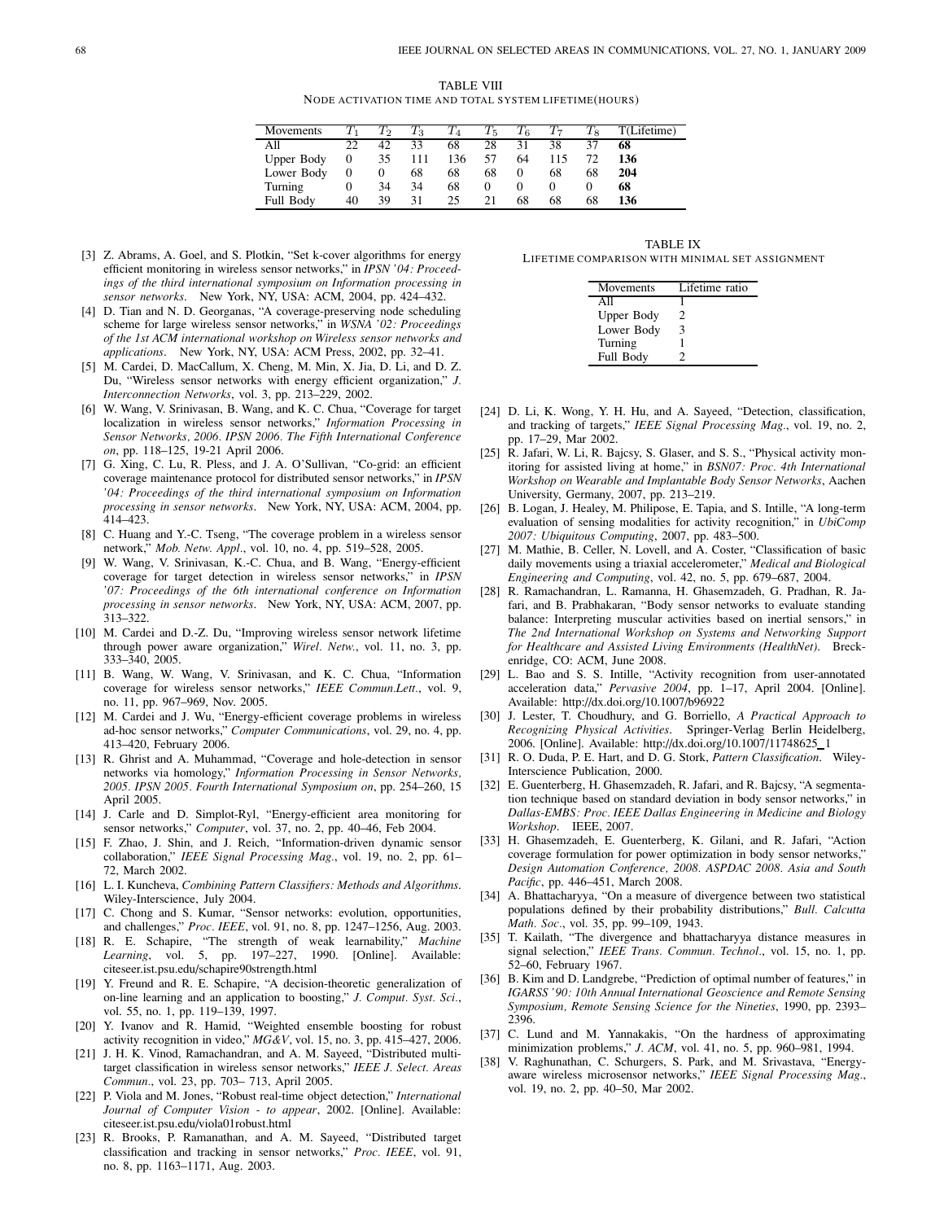TABLE VIII
NODE ACTIVATION TIME AND TOTAL SYSTEM LIFETIME(HOURS)

| Movements | $T_1$ | $T_2$ | $T_3$ | $T_4$ | $T_5$ | $T_6$ | $T_7$ | $T_8$ | T(Lifetime) |
|---|---|---|---|---|---|---|---|---|---|
| All | 22 | 42 | 33 | 68 | 28 | 31 | 38 | 37 | **68** |
| Upper Body | 0 | 35 | 111 | 136 | 57 | 64 | 115 | 72 | **136** |
| Lower Body | 0 | 0 | 68 | 68 | 68 | 0 | 68 | 68 | **204** |
| Turning | 0 | 34 | 34 | 68 | 0 | 0 | 0 | 0 | **68** |
| Full Body | 40 | 39 | 31 | 25 | 21 | 68 | 68 | 68 | **136** |

TABLE IX
LIFETIME COMPARISON WITH MINIMAL SET ASSIGNMENT

| Movements | Lifetime ratio |
|---|---|
| All | 1 |
| Upper Body | 2 |
| Lower Body | 3 |
| Turning | 1 |
| Full Body | 2 |

[3] Z. Abrams, A. Goel, and S. Plotkin, "Set k-cover algorithms for energy efficient monitoring in wireless sensor networks," in *IPSN '04: Proceedings of the third international symposium on Information processing in sensor networks*. New York, NY, USA: ACM, 2004, pp. 424–432.

[4] D. Tian and N. D. Georganas, "A coverage-preserving node scheduling scheme for large wireless sensor networks," in *WSNA '02: Proceedings of the 1st ACM international workshop on Wireless sensor networks and applications*. New York, NY, USA: ACM Press, 2002, pp. 32–41.

[5] M. Cardei, D. MacCallum, X. Cheng, M. Min, X. Jia, D. Li, and D. Z. Du, "Wireless sensor networks with energy efficient organization," *J. Interconnection Networks*, vol. 3, pp. 213–229, 2002.

[6] W. Wang, V. Srinivasan, B. Wang, and K. C. Chua, "Coverage for target localization in wireless sensor networks," *Information Processing in Sensor Networks, 2006. IPSN 2006. The Fifth International Conference on*, pp. 118–125, 19-21 April 2006.

[7] G. Xing, C. Lu, R. Pless, and J. A. O'Sullivan, "Co-grid: an efficient coverage maintenance protocol for distributed sensor networks," in *IPSN '04: Proceedings of the third international symposium on Information processing in sensor networks*. New York, NY, USA: ACM, 2004, pp. 414–423.

[8] C. Huang and Y.-C. Tseng, "The coverage problem in a wireless sensor network," *Mob. Netw. Appl.*, vol. 10, no. 4, pp. 519–528, 2005.

[9] W. Wang, V. Srinivasan, K.-C. Chua, and B. Wang, "Energy-efficient coverage for target detection in wireless sensor networks," in *IPSN '07: Proceedings of the 6th international conference on Information processing in sensor networks*. New York, NY, USA: ACM, 2007, pp. 313–322.

[10] M. Cardei and D.-Z. Du, "Improving wireless sensor network lifetime through power aware organization," *Wirel. Netw.*, vol. 11, no. 3, pp. 333–340, 2005.

[11] B. Wang, W. Wang, V. Srinivasan, and K. C. Chua, "Information coverage for wireless sensor networks," *IEEE Commun.Lett.*, vol. 9, no. 11, pp. 967–969, Nov. 2005.

[12] M. Cardei and J. Wu, "Energy-efficient coverage problems in wireless ad-hoc sensor networks," *Computer Communications*, vol. 29, no. 4, pp. 413–420, February 2006.

[13] R. Ghrist and A. Muhammad, "Coverage and hole-detection in sensor networks via homology," *Information Processing in Sensor Networks, 2005. IPSN 2005. Fourth International Symposium on*, pp. 254–260, 15 April 2005.

[14] J. Carle and D. Simplot-Ryl, "Energy-efficient area monitoring for sensor networks," *Computer*, vol. 37, no. 2, pp. 40–46, Feb 2004.

[15] F. Zhao, J. Shin, and J. Reich, "Information-driven dynamic sensor collaboration," *IEEE Signal Processing Mag.*, vol. 19, no. 2, pp. 61–72, March 2002.

[16] L. I. Kuncheva, *Combining Pattern Classifiers: Methods and Algorithms*. Wiley-Interscience, July 2004.

[17] C. Chong and S. Kumar, "Sensor networks: evolution, opportunities, and challenges," *Proc. IEEE*, vol. 91, no. 8, pp. 1247–1256, Aug. 2003.

[18] R. E. Schapire, "The strength of weak learnability," *Machine Learning*, vol. 5, pp. 197–227, 1990. [Online]. Available: citeseer.ist.psu.edu/schapire90strength.html

[19] Y. Freund and R. E. Schapire, "A decision-theoretic generalization of on-line learning and an application to boosting," *J. Comput. Syst. Sci.*, vol. 55, no. 1, pp. 119–139, 1997.

[20] Y. Ivanov and R. Hamid, "Weighted ensemble boosting for robust activity recognition in video," *MG&V*, vol. 15, no. 3, pp. 415–427, 2006.

[21] J. H. K. Vinod, Ramachandran, and A. M. Sayeed, "Distributed multi-target classification in wireless sensor networks," *IEEE J. Select. Areas Commun.*, vol. 23, pp. 703– 713, April 2005.

[22] P. Viola and M. Jones, "Robust real-time object detection," *International Journal of Computer Vision - to appear*, 2002. [Online]. Available: citeseer.ist.psu.edu/viola01robust.html

[23] R. Brooks, P. Ramanathan, and A. M. Sayeed, "Distributed target classification and tracking in sensor networks," *Proc. IEEE*, vol. 91, no. 8, pp. 1163–1171, Aug. 2003.

[24] D. Li, K. Wong, Y. H. Hu, and A. Sayeed, "Detection, classification, and tracking of targets," *IEEE Signal Processing Mag.*, vol. 19, no. 2, pp. 17–29, Mar 2002.

[25] R. Jafari, W. Li, R. Bajcsy, S. Glaser, and S. S., "Physical activity monitoring for assisted living at home," in *BSN07: Proc. 4th International Workshop on Wearable and Implantable Body Sensor Networks*, Aachen University, Germany, 2007, pp. 213–219.

[26] B. Logan, J. Healey, M. Philipose, E. Tapia, and S. Intille, "A long-term evaluation of sensing modalities for activity recognition," in *UbiComp 2007: Ubiquitous Computing*, 2007, pp. 483–500.

[27] M. Mathie, B. Celler, N. Lovell, and A. Coster, "Classification of basic daily movements using a triaxial accelerometer," *Medical and Biological Engineering and Computing*, vol. 42, no. 5, pp. 679–687, 2004.

[28] R. Ramachandran, L. Ramanna, H. Ghasemzadeh, G. Pradhan, R. Jafari, and B. Prabhakaran, "Body sensor networks to evaluate standing balance: Interpreting muscular activities based on inertial sensors," in *The 2nd International Workshop on Systems and Networking Support for Healthcare and Assisted Living Environments (HealthNet)*. Breckenridge, CO: ACM, June 2008.

[29] L. Bao and S. S. Intille, "Activity recognition from user-annotated acceleration data," *Pervasive 2004*, pp. 1–17, April 2004. [Online]. Available: http://dx.doi.org/10.1007/b96922

[30] J. Lester, T. Choudhury, and G. Borriello, *A Practical Approach to Recognizing Physical Activities*. Springer-Verlag Berlin Heidelberg, 2006. [Online]. Available: http://dx.doi.org/10.1007/11748625_1

[31] R. O. Duda, P. E. Hart, and D. G. Stork, *Pattern Classification*. Wiley-Interscience Publication, 2000.

[32] E. Guenterberg, H. Ghasemzadeh, R. Jafari, and R. Bajcsy, "A segmentation technique based on standard deviation in body sensor networks," in *Dallas-EMBS: Proc. IEEE Dallas Engineering in Medicine and Biology Workshop*. IEEE, 2007.

[33] H. Ghasemzadeh, E. Guenterberg, K. Gilani, and R. Jafari, "Action coverage formulation for power optimization in body sensor networks," *Design Automation Conference, 2008. ASPDAC 2008. Asia and South Pacific*, pp. 446–451, March 2008.

[34] A. Bhattacharyya, "On a measure of divergence between two statistical populations defined by their probability distributions," *Bull. Calcutta Math. Soc.*, vol. 35, pp. 99–109, 1943.

[35] T. Kailath, "The divergence and bhattacharyya distance measures in signal selection," *IEEE Trans. Commun. Technol.*, vol. 15, no. 1, pp. 52–60, February 1967.

[36] B. Kim and D. Landgrebe, "Prediction of optimal number of features," in *IGARSS '90: 10th Annual International Geoscience and Remote Sensing Symposium, Remote Sensing Science for the Nineties*, 1990, pp. 2393–2396.

[37] C. Lund and M. Yannakakis, "On the hardness of approximating minimization problems," *J. ACM*, vol. 41, no. 5, pp. 960–981, 1994.

[38] V. Raghunathan, C. Schurgers, S. Park, and M. Srivastava, "Energy-aware wireless microsensor networks," *IEEE Signal Processing Mag.*, vol. 19, no. 2, pp. 40–50, Mar 2002.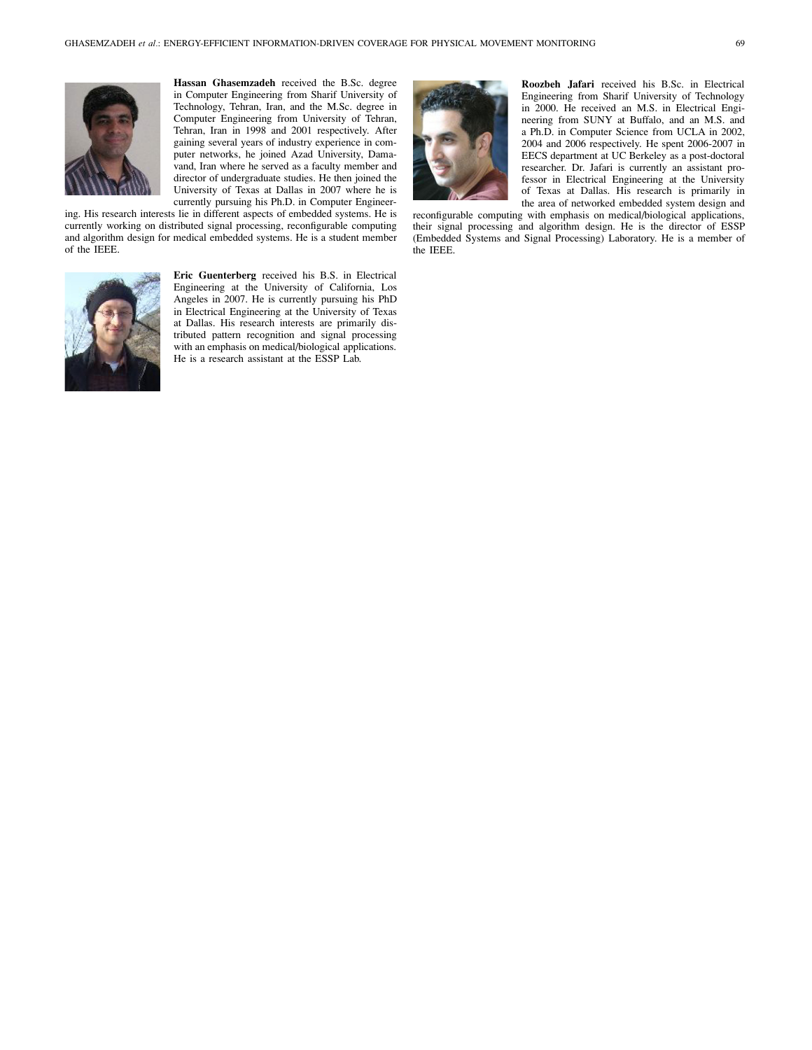**Hassan Ghasemzadeh** received the B.Sc. degree in Computer Engineering from Sharif University of Technology, Tehran, Iran, and the M.Sc. degree in Computer Engineering from University of Tehran, Tehran, Iran in 1998 and 2001 respectively. After gaining several years of industry experience in computer networks, he joined Azad University, Damavand, Iran where he served as a faculty member and director of undergraduate studies. He then joined the University of Texas at Dallas in 2007 where he is currently pursuing his Ph.D. in Computer Engineering. His research interests lie in different aspects of embedded systems. He is currently working on distributed signal processing, reconfigurable computing and algorithm design for medical embedded systems. He is a student member of the IEEE.

**Eric Guenterberg** received his B.S. in Electrical Engineering at the University of California, Los Angeles in 2007. He is currently pursuing his PhD in Electrical Engineering at the University of Texas at Dallas. His research interests are primarily distributed pattern recognition and signal processing with an emphasis on medical/biological applications. He is a research assistant at the ESSP Lab.

**Roozbeh Jafari** received his B.Sc. in Electrical Engineering from Sharif University of Technology in 2000. He received an M.S. in Electrical Engineering from SUNY at Buffalo, and an M.S. and a Ph.D. in Computer Science from UCLA in 2002, 2004 and 2006 respectively. He spent 2006-2007 in EECS department at UC Berkeley as a post-doctoral researcher. Dr. Jafari is currently an assistant professor in Electrical Engineering at the University of Texas at Dallas. His research is primarily in the area of networked embedded system design and reconfigurable computing with emphasis on medical/biological applications, their signal processing and algorithm design. He is the director of ESSP (Embedded Systems and Signal Processing) Laboratory. He is a member of the IEEE.